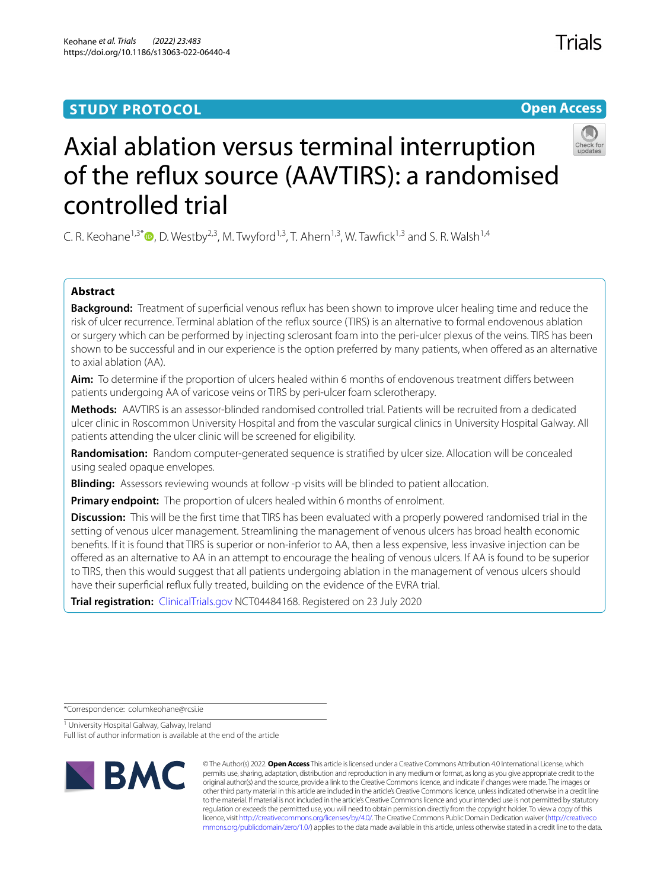STUDY PROTOCOL

Open Access

# Axial ablation versus terminal interruption of the reflux source (AAVTIRS): a randomised controlled trial

C. R. Keohane[1,3*], D. Westby[2,3], M. Twyford[1,3], T. Ahern[1,3], W. Tawfick[1,3] and S. R. Walsh[1,4]

## Abstract

**Background:** Treatment of superficial venous reflux has been shown to improve ulcer healing time and reduce the risk of ulcer recurrence. Terminal ablation of the reflux source (TIRS) is an alternative to formal endovenous ablation or surgery which can be performed by injecting sclerosant foam into the peri-ulcer plexus of the veins. TIRS has been shown to be successful and in our experience is the option preferred by many patients, when offered as an alternative to axial ablation (AA).

**Aim:** To determine if the proportion of ulcers healed within 6 months of endovenous treatment differs between patients undergoing AA of varicose veins or TIRS by peri-ulcer foam sclerotherapy.

**Methods:** AAVTIRS is an assessor-blinded randomised controlled trial. Patients will be recruited from a dedicated ulcer clinic in Roscommon University Hospital and from the vascular surgical clinics in University Hospital Galway. All patients attending the ulcer clinic will be screened for eligibility.

**Randomisation:** Random computer-generated sequence is stratified by ulcer size. Allocation will be concealed using sealed opaque envelopes.

**Blinding:** Assessors reviewing wounds at follow -p visits will be blinded to patient allocation.

**Primary endpoint:** The proportion of ulcers healed within 6 months of enrolment.

**Discussion:** This will be the first time that TIRS has been evaluated with a properly powered randomised trial in the setting of venous ulcer management. Streamlining the management of venous ulcers has broad health economic benefits. If it is found that TIRS is superior or non-inferior to AA, then a less expensive, less invasive injection can be offered as an alternative to AA in an attempt to encourage the healing of venous ulcers. If AA is found to be superior to TIRS, then this would suggest that all patients undergoing ablation in the management of venous ulcers should have their superficial reflux fully treated, building on the evidence of the EVRA trial.

**Trial registration:** ClinicalTrials.gov NCT04484168. Registered on 23 July 2020

*Correspondence: columkeohane@rcsi.ie

[1] University Hospital Galway, Galway, Ireland

Full list of author information is available at the end of the article

© The Author(s) 2022. **Open Access** This article is licensed under a Creative Commons Attribution 4.0 International License, which permits use, sharing, adaptation, distribution and reproduction in any medium or format, as long as you give appropriate credit to the original author(s) and the source, provide a link to the Creative Commons licence, and indicate if changes were made. The images or other third party material in this article are included in the article's Creative Commons licence, unless indicated otherwise in a credit line to the material. If material is not included in the article's Creative Commons licence and your intended use is not permitted by statutory regulation or exceeds the permitted use, you will need to obtain permission directly from the copyright holder. To view a copy of this licence, visit http://creativecommons.org/licenses/by/4.0/. The Creative Commons Public Domain Dedication waiver (http://creativecommons.org/publicdomain/zero/1.0/) applies to the data made available in this article, unless otherwise stated in a credit line to the data.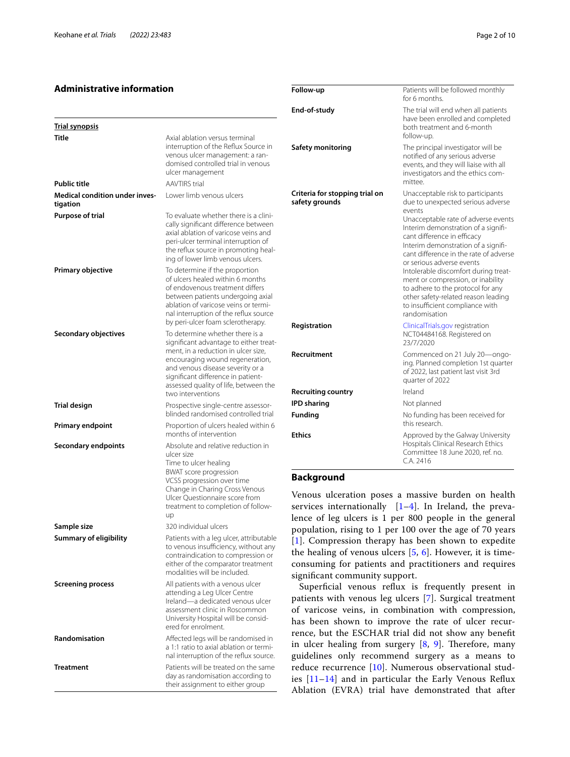## Administrative information

| **Trial synopsis** | |
|---|---|
| **Title** | Axial ablation versus terminal interruption of the Reflux Source in venous ulcer management: a randomised controlled trial in venous ulcer management |
| **Public title** | AAVTIRS trial |
| **Medical condition under investigation** | Lower limb venous ulcers |
| **Purpose of trial** | To evaluate whether there is a clinically significant difference between axial ablation of varicose veins and peri-ulcer terminal interruption of the reflux source in promoting healing of lower limb venous ulcers. |
| **Primary objective** | To determine if the proportion of ulcers healed within 6 months of endovenous treatment differs between patients undergoing axial ablation of varicose veins or terminal interruption of the reflux source by peri-ulcer foam sclerotherapy. |
| **Secondary objectives** | To determine whether there is a significant advantage to either treatment, in a reduction in ulcer size, encouraging wound regeneration, and venous disease severity or a significant difference in patient-assessed quality of life, between the two interventions |
| **Trial design** | Prospective single-centre assessor-blinded randomised controlled trial |
| **Primary endpoint** | Proportion of ulcers healed within 6 months of intervention |
| **Secondary endpoints** | Absolute and relative reduction in ulcer size<br>Time to ulcer healing<br>BWAT score progression<br>VCSS progression over time<br>Change in Charing Cross Venous Ulcer Questionnaire score from treatment to completion of follow-up |
| **Sample size** | 320 individual ulcers |
| **Summary of eligibility** | Patients with a leg ulcer, attributable to venous insufficiency, without any contraindication to compression or either of the comparator treatment modalities will be included. |
| **Screening process** | All patients with a venous ulcer attending a Leg Ulcer Centre Ireland—a dedicated venous ulcer assessment clinic in Roscommon University Hospital will be considered for enrolment. |
| **Randomisation** | Affected legs will be randomised in a 1:1 ratio to axial ablation or terminal interruption of the reflux source. |
| **Treatment** | Patients will be treated on the same day as randomisation according to their assignment to either group |
| **Follow-up** | Patients will be followed monthly for 6 months. |
| **End-of-study** | The trial will end when all patients have been enrolled and completed both treatment and 6-month follow-up. |
| **Safety monitoring** | The principal investigator will be notified of any serious adverse events, and they will liaise with all investigators and the ethics committee. |
| **Criteria for stopping trial on safety grounds** | Unacceptable risk to participants due to unexpected serious adverse events<br>Unacceptable rate of adverse events<br>Interim demonstration of a significant difference in efficacy<br>Interim demonstration of a significant difference in the rate of adverse or serious adverse events<br>Intolerable discomfort during treatment or compression, or inability to adhere to the protocol for any other safety-related reason leading to insufficient compliance with randomisation |
| **Registration** | ClinicalTrials.gov registration NCT04484168. Registered on 23/7/2020 |
| **Recruitment** | Commenced on 21 July 20—ongoing. Planned completion 1st quarter of 2022, last patient last visit 3rd quarter of 2022 |
| **Recruiting country** | Ireland |
| **IPD sharing** | Not planned |
| **Funding** | No funding has been received for this research. |
| **Ethics** | Approved by the Galway University Hospitals Clinical Research Ethics Committee 18 June 2020, ref. no. C.A. 2416 |

## Background

Venous ulceration poses a massive burden on health services internationally [1–4]. In Ireland, the prevalence of leg ulcers is 1 per 800 people in the general population, rising to 1 per 100 over the age of 70 years [1]. Compression therapy has been shown to expedite the healing of venous ulcers [5, 6]. However, it is time-consuming for patients and practitioners and requires significant community support.

Superficial venous reflux is frequently present in patients with venous leg ulcers [7]. Surgical treatment of varicose veins, in combination with compression, has been shown to improve the rate of ulcer recurrence, but the ESCHAR trial did not show any benefit in ulcer healing from surgery [8, 9]. Therefore, many guidelines only recommend surgery as a means to reduce recurrence [10]. Numerous observational studies [11–14] and in particular the Early Venous Reflux Ablation (EVRA) trial have demonstrated that after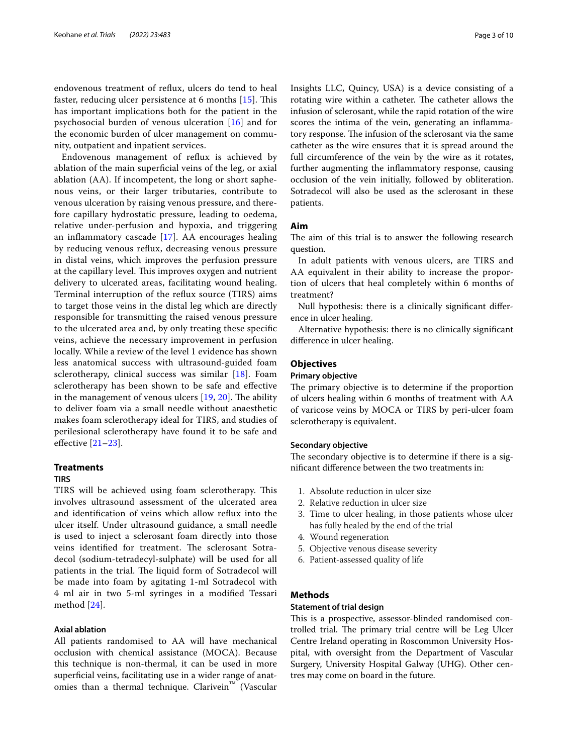endovenous treatment of reflux, ulcers do tend to heal faster, reducing ulcer persistence at 6 months [15]. This has important implications both for the patient in the psychosocial burden of venous ulceration [16] and for the economic burden of ulcer management on community, outpatient and inpatient services.

Endovenous management of reflux is achieved by ablation of the main superficial veins of the leg, or axial ablation (AA). If incompetent, the long or short saphenous veins, or their larger tributaries, contribute to venous ulceration by raising venous pressure, and therefore capillary hydrostatic pressure, leading to oedema, relative under-perfusion and hypoxia, and triggering an inflammatory cascade [17]. AA encourages healing by reducing venous reflux, decreasing venous pressure in distal veins, which improves the perfusion pressure at the capillary level. This improves oxygen and nutrient delivery to ulcerated areas, facilitating wound healing. Terminal interruption of the reflux source (TIRS) aims to target those veins in the distal leg which are directly responsible for transmitting the raised venous pressure to the ulcerated area and, by only treating these specific veins, achieve the necessary improvement in perfusion locally. While a review of the level 1 evidence has shown less anatomical success with ultrasound-guided foam sclerotherapy, clinical success was similar [18]. Foam sclerotherapy has been shown to be safe and effective in the management of venous ulcers [19, 20]. The ability to deliver foam via a small needle without anaesthetic makes foam sclerotherapy ideal for TIRS, and studies of perilesional sclerotherapy have found it to be safe and effective [21–23].

## Treatments

### TIRS

TIRS will be achieved using foam sclerotherapy. This involves ultrasound assessment of the ulcerated area and identification of veins which allow reflux into the ulcer itself. Under ultrasound guidance, a small needle is used to inject a sclerosant foam directly into those veins identified for treatment. The sclerosant Sotradecol (sodium-tetradecyl-sulphate) will be used for all patients in the trial. The liquid form of Sotradecol will be made into foam by agitating 1-ml Sotradecol with 4 ml air in two 5-ml syringes in a modified Tessari method [24].

### Axial ablation

All patients randomised to AA will have mechanical occlusion with chemical assistance (MOCA). Because this technique is non-thermal, it can be used in more superficial veins, facilitating use in a wider range of anatomies than a thermal technique. Clarivein™ (Vascular Insights LLC, Quincy, USA) is a device consisting of a rotating wire within a catheter. The catheter allows the infusion of sclerosant, while the rapid rotation of the wire scores the intima of the vein, generating an inflammatory response. The infusion of the sclerosant via the same catheter as the wire ensures that it is spread around the full circumference of the vein by the wire as it rotates, further augmenting the inflammatory response, causing occlusion of the vein initially, followed by obliteration. Sotradecol will also be used as the sclerosant in these patients.

## Aim

The aim of this trial is to answer the following research question.

In adult patients with venous ulcers, are TIRS and AA equivalent in their ability to increase the proportion of ulcers that heal completely within 6 months of treatment?

Null hypothesis: there is a clinically significant difference in ulcer healing.

Alternative hypothesis: there is no clinically significant difference in ulcer healing.

## Objectives

### Primary objective

The primary objective is to determine if the proportion of ulcers healing within 6 months of treatment with AA of varicose veins by MOCA or TIRS by peri-ulcer foam sclerotherapy is equivalent.

### Secondary objective

The secondary objective is to determine if there is a significant difference between the two treatments in:

1. Absolute reduction in ulcer size
2. Relative reduction in ulcer size
3. Time to ulcer healing, in those patients whose ulcer has fully healed by the end of the trial
4. Wound regeneration
5. Objective venous disease severity
6. Patient-assessed quality of life

## Methods

### Statement of trial design

This is a prospective, assessor-blinded randomised controlled trial. The primary trial centre will be Leg Ulcer Centre Ireland operating in Roscommon University Hospital, with oversight from the Department of Vascular Surgery, University Hospital Galway (UHG). Other centres may come on board in the future.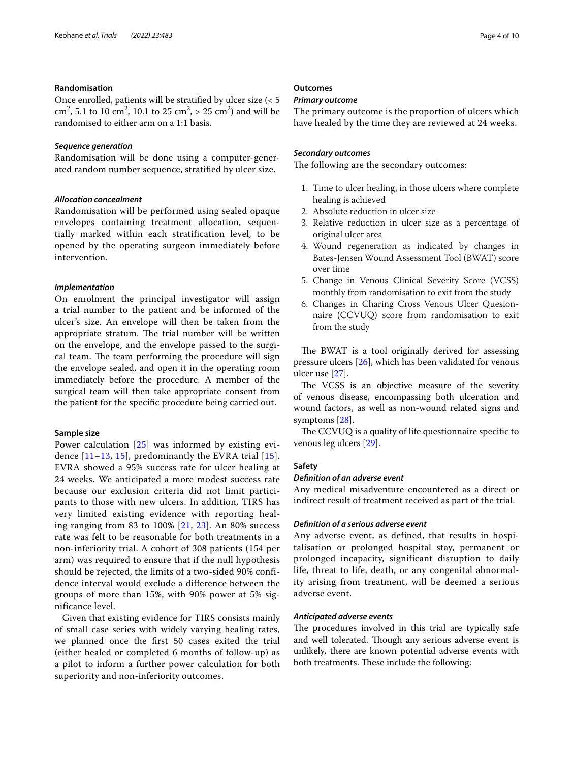## Randomisation

Once enrolled, patients will be stratified by ulcer size (< 5 $cm^2$, 5.1 to 10 $cm^2$, 10.1 to 25 $cm^2$, > 25 $cm^2$) and will be randomised to either arm on a 1:1 basis.

### *Sequence generation*

Randomisation will be done using a computer-generated random number sequence, stratified by ulcer size.

### *Allocation concealment*

Randomisation will be performed using sealed opaque envelopes containing treatment allocation, sequentially marked within each stratification level, to be opened by the operating surgeon immediately before intervention.

### *Implementation*

On enrolment the principal investigator will assign a trial number to the patient and be informed of the ulcer's size. An envelope will then be taken from the appropriate stratum. The trial number will be written on the envelope, and the envelope passed to the surgical team. The team performing the procedure will sign the envelope sealed, and open it in the operating room immediately before the procedure. A member of the surgical team will then take appropriate consent from the patient for the specific procedure being carried out.

## Sample size

Power calculation [25] was informed by existing evidence [11–13, 15], predominantly the EVRA trial [15]. EVRA showed a 95% success rate for ulcer healing at 24 weeks. We anticipated a more modest success rate because our exclusion criteria did not limit participants to those with new ulcers. In addition, TIRS has very limited existing evidence with reporting healing ranging from 83 to 100% [21, 23]. An 80% success rate was felt to be reasonable for both treatments in a non-inferiority trial. A cohort of 308 patients (154 per arm) was required to ensure that if the null hypothesis should be rejected, the limits of a two-sided 90% confidence interval would exclude a difference between the groups of more than 15%, with 90% power at 5% significance level.

Given that existing evidence for TIRS consists mainly of small case series with widely varying healing rates, we planned once the first 50 cases exited the trial (either healed or completed 6 months of follow-up) as a pilot to inform a further power calculation for both superiority and non-inferiority outcomes.

## Outcomes

### *Primary outcome*

The primary outcome is the proportion of ulcers which have healed by the time they are reviewed at 24 weeks.

### *Secondary outcomes*

The following are the secondary outcomes:

1. Time to ulcer healing, in those ulcers where complete healing is achieved
2. Absolute reduction in ulcer size
3. Relative reduction in ulcer size as a percentage of original ulcer area
4. Wound regeneration as indicated by changes in Bates-Jensen Wound Assessment Tool (BWAT) score over time
5. Change in Venous Clinical Severity Score (VCSS) monthly from randomisation to exit from the study
6. Changes in Charing Cross Venous Ulcer Questionnaire (CCVUQ) score from randomisation to exit from the study

The BWAT is a tool originally derived for assessing pressure ulcers [26], which has been validated for venous ulcer use [27].

The VCSS is an objective measure of the severity of venous disease, encompassing both ulceration and wound factors, as well as non-wound related signs and symptoms [28].

The CCVUQ is a quality of life questionnaire specific to venous leg ulcers [29].

## Safety

### *Definition of an adverse event*

Any medical misadventure encountered as a direct or indirect result of treatment received as part of the trial.

### *Definition of a serious adverse event*

Any adverse event, as defined, that results in hospitalisation or prolonged hospital stay, permanent or prolonged incapacity, significant disruption to daily life, threat to life, death, or any congenital abnormality arising from treatment, will be deemed a serious adverse event.

### *Anticipated adverse events*

The procedures involved in this trial are typically safe and well tolerated. Though any serious adverse event is unlikely, there are known potential adverse events with both treatments. These include the following: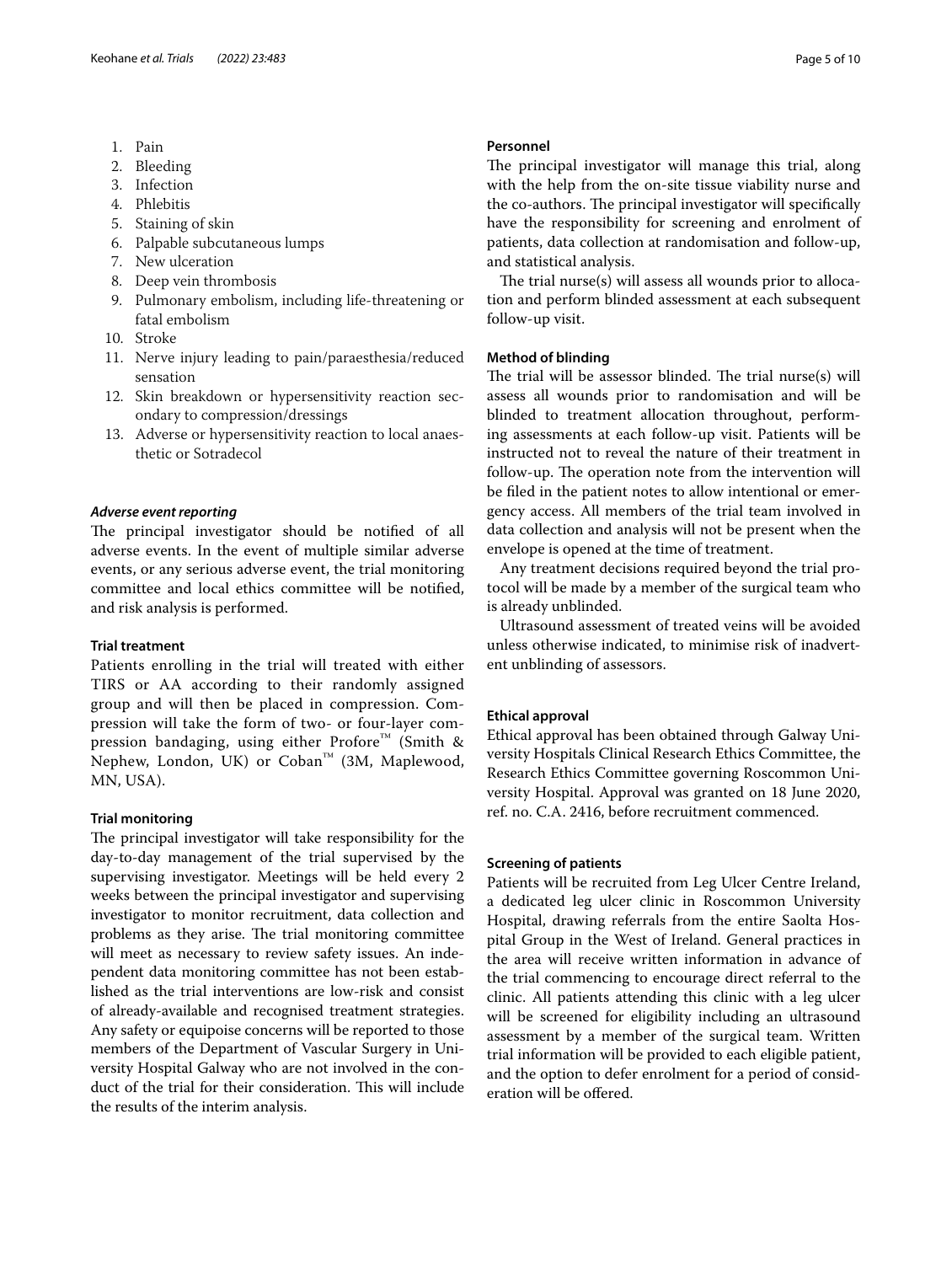1. Pain
2. Bleeding
3. Infection
4. Phlebitis
5. Staining of skin
6. Palpable subcutaneous lumps
7. New ulceration
8. Deep vein thrombosis
9. Pulmonary embolism, including life-threatening or fatal embolism
10. Stroke
11. Nerve injury leading to pain/paraesthesia/reduced sensation
12. Skin breakdown or hypersensitivity reaction secondary to compression/dressings
13. Adverse or hypersensitivity reaction to local anaesthetic or Sotradecol

#### *Adverse event reporting*

The principal investigator should be notified of all adverse events. In the event of multiple similar adverse events, or any serious adverse event, the trial monitoring committee and local ethics committee will be notified, and risk analysis is performed.

### Trial treatment

Patients enrolling in the trial will treated with either TIRS or AA according to their randomly assigned group and will then be placed in compression. Compression will take the form of two- or four-layer compression bandaging, using either Profore™ (Smith & Nephew, London, UK) or Coban™ (3M, Maplewood, MN, USA).

### Trial monitoring

The principal investigator will take responsibility for the day-to-day management of the trial supervised by the supervising investigator. Meetings will be held every 2 weeks between the principal investigator and supervising investigator to monitor recruitment, data collection and problems as they arise. The trial monitoring committee will meet as necessary to review safety issues. An independent data monitoring committee has not been established as the trial interventions are low-risk and consist of already-available and recognised treatment strategies. Any safety or equipoise concerns will be reported to those members of the Department of Vascular Surgery in University Hospital Galway who are not involved in the conduct of the trial for their consideration. This will include the results of the interim analysis.

### Personnel

The principal investigator will manage this trial, along with the help from the on-site tissue viability nurse and the co-authors. The principal investigator will specifically have the responsibility for screening and enrolment of patients, data collection at randomisation and follow-up, and statistical analysis.

The trial nurse(s) will assess all wounds prior to allocation and perform blinded assessment at each subsequent follow-up visit.

### Method of blinding

The trial will be assessor blinded. The trial nurse(s) will assess all wounds prior to randomisation and will be blinded to treatment allocation throughout, performing assessments at each follow-up visit. Patients will be instructed not to reveal the nature of their treatment in follow-up. The operation note from the intervention will be filed in the patient notes to allow intentional or emergency access. All members of the trial team involved in data collection and analysis will not be present when the envelope is opened at the time of treatment.

Any treatment decisions required beyond the trial protocol will be made by a member of the surgical team who is already unblinded.

Ultrasound assessment of treated veins will be avoided unless otherwise indicated, to minimise risk of inadvertent unblinding of assessors.

### Ethical approval

Ethical approval has been obtained through Galway University Hospitals Clinical Research Ethics Committee, the Research Ethics Committee governing Roscommon University Hospital. Approval was granted on 18 June 2020, ref. no. C.A. 2416, before recruitment commenced.

### Screening of patients

Patients will be recruited from Leg Ulcer Centre Ireland, a dedicated leg ulcer clinic in Roscommon University Hospital, drawing referrals from the entire Saolta Hospital Group in the West of Ireland. General practices in the area will receive written information in advance of the trial commencing to encourage direct referral to the clinic. All patients attending this clinic with a leg ulcer will be screened for eligibility including an ultrasound assessment by a member of the surgical team. Written trial information will be provided to each eligible patient, and the option to defer enrolment for a period of consideration will be offered.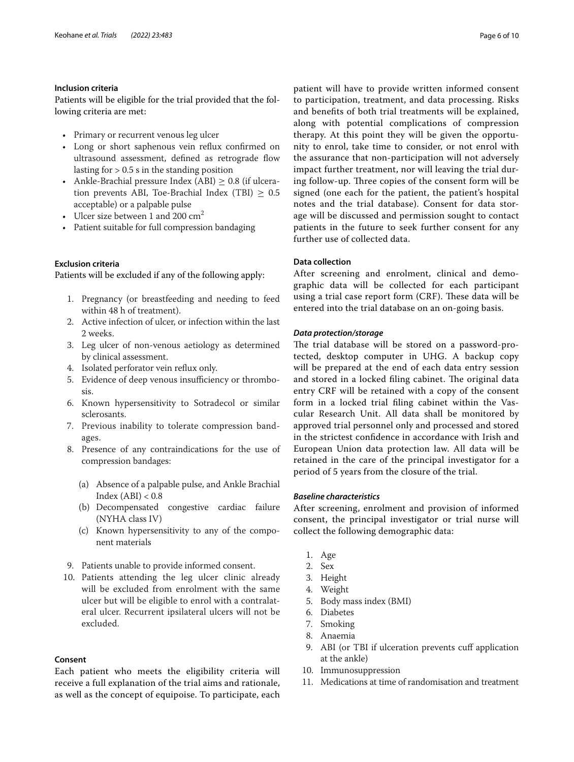### Inclusion criteria

Patients will be eligible for the trial provided that the following criteria are met:

- Primary or recurrent venous leg ulcer
- Long or short saphenous vein reflux confirmed on ultrasound assessment, defined as retrograde flow lasting for > 0.5 s in the standing position
- Ankle-Brachial pressure Index (ABI) $\geq$ 0.8 (if ulceration prevents ABI, Toe-Brachial Index (TBI) $\geq$ 0.5 acceptable) or a palpable pulse
- Ulcer size between 1 and 200 $cm^2$
- Patient suitable for full compression bandaging

### Exclusion criteria

Patients will be excluded if any of the following apply:

1. Pregnancy (or breastfeeding and needing to feed within 48 h of treatment).
2. Active infection of ulcer, or infection within the last 2 weeks.
3. Leg ulcer of non-venous aetiology as determined by clinical assessment.
4. Isolated perforator vein reflux only.
5. Evidence of deep venous insufficiency or thrombosis.
6. Known hypersensitivity to Sotradecol or similar sclerosants.
7. Previous inability to tolerate compression bandages.
8. Presence of any contraindications for the use of compression bandages:
   (a) Absence of a palpable pulse, and Ankle Brachial Index (ABI) < 0.8
   (b) Decompensated congestive cardiac failure (NYHA class IV)
   (c) Known hypersensitivity to any of the component materials
9. Patients unable to provide informed consent.
10. Patients attending the leg ulcer clinic already will be excluded from enrolment with the same ulcer but will be eligible to enrol with a contralateral ulcer. Recurrent ipsilateral ulcers will not be excluded.

### Consent

Each patient who meets the eligibility criteria will receive a full explanation of the trial aims and rationale, as well as the concept of equipoise. To participate, each patient will have to provide written informed consent to participation, treatment, and data processing. Risks and benefits of both trial treatments will be explained, along with potential complications of compression therapy. At this point they will be given the opportunity to enrol, take time to consider, or not enrol with the assurance that non-participation will not adversely impact further treatment, nor will leaving the trial during follow-up. Three copies of the consent form will be signed (one each for the patient, the patient's hospital notes and the trial database). Consent for data storage will be discussed and permission sought to contact patients in the future to seek further consent for any further use of collected data.

### Data collection

After screening and enrolment, clinical and demographic data will be collected for each participant using a trial case report form (CRF). These data will be entered into the trial database on an on-going basis.

#### *Data protection/storage*

The trial database will be stored on a password-protected, desktop computer in UHG. A backup copy will be prepared at the end of each data entry session and stored in a locked filing cabinet. The original data entry CRF will be retained with a copy of the consent form in a locked trial filing cabinet within the Vascular Research Unit. All data shall be monitored by approved trial personnel only and processed and stored in the strictest confidence in accordance with Irish and European Union data protection law. All data will be retained in the care of the principal investigator for a period of 5 years from the closure of the trial.

#### *Baseline characteristics*

After screening, enrolment and provision of informed consent, the principal investigator or trial nurse will collect the following demographic data:

1. Age
2. Sex
3. Height
4. Weight
5. Body mass index (BMI)
6. Diabetes
7. Smoking
8. Anaemia
9. ABI (or TBI if ulceration prevents cuff application at the ankle)
10. Immunosuppression
11. Medications at time of randomisation and treatment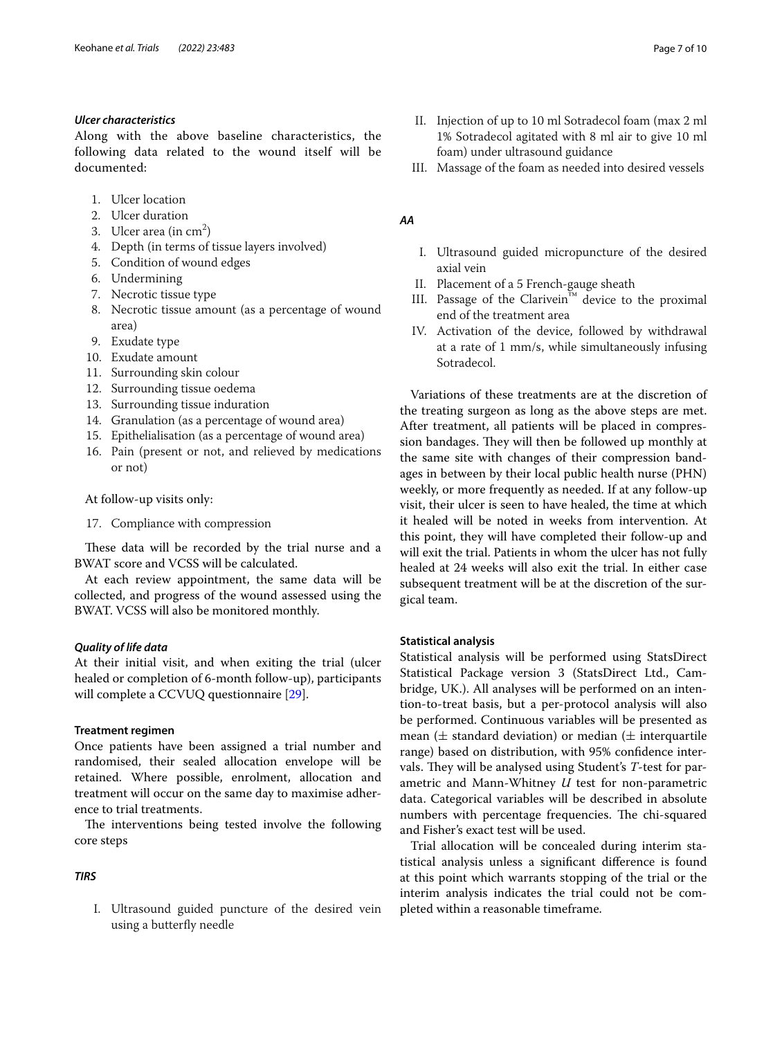### *Ulcer characteristics*

Along with the above baseline characteristics, the following data related to the wound itself will be documented:

1. Ulcer location
2. Ulcer duration
3. Ulcer area (in $cm^2$)
4. Depth (in terms of tissue layers involved)
5. Condition of wound edges
6. Undermining
7. Necrotic tissue type
8. Necrotic tissue amount (as a percentage of wound area)
9. Exudate type
10. Exudate amount
11. Surrounding skin colour
12. Surrounding tissue oedema
13. Surrounding tissue induration
14. Granulation (as a percentage of wound area)
15. Epithelialisation (as a percentage of wound area)
16. Pain (present or not, and relieved by medications or not)

At follow-up visits only:

17. Compliance with compression

These data will be recorded by the trial nurse and a BWAT score and VCSS will be calculated.

At each review appointment, the same data will be collected, and progress of the wound assessed using the BWAT. VCSS will also be monitored monthly.

### *Quality of life data*

At their initial visit, and when exiting the trial (ulcer healed or completion of 6-month follow-up), participants will complete a CCVUQ questionnaire [29].

## Treatment regimen

Once patients have been assigned a trial number and randomised, their sealed allocation envelope will be retained. Where possible, enrolment, allocation and treatment will occur on the same day to maximise adherence to trial treatments.

The interventions being tested involve the following core steps

### *TIRS*

I. Ultrasound guided puncture of the desired vein using a butterfly needle
II. Injection of up to 10 ml Sotradecol foam (max 2 ml 1% Sotradecol agitated with 8 ml air to give 10 ml foam) under ultrasound guidance
III. Massage of the foam as needed into desired vessels

### *AA*

I. Ultrasound guided micropuncture of the desired axial vein
II. Placement of a 5 French-gauge sheath
III. Passage of the Clarivein™ device to the proximal end of the treatment area
IV. Activation of the device, followed by withdrawal at a rate of 1 mm/s, while simultaneously infusing Sotradecol.

Variations of these treatments are at the discretion of the treating surgeon as long as the above steps are met. After treatment, all patients will be placed in compression bandages. They will then be followed up monthly at the same site with changes of their compression bandages in between by their local public health nurse (PHN) weekly, or more frequently as needed. If at any follow-up visit, their ulcer is seen to have healed, the time at which it healed will be noted in weeks from intervention. At this point, they will have completed their follow-up and will exit the trial. Patients in whom the ulcer has not fully healed at 24 weeks will also exit the trial. In either case subsequent treatment will be at the discretion of the surgical team.

## Statistical analysis

Statistical analysis will be performed using StatsDirect Statistical Package version 3 (StatsDirect Ltd., Cambridge, UK.). All analyses will be performed on an intention-to-treat basis, but a per-protocol analysis will also be performed. Continuous variables will be presented as mean ($\pm$ standard deviation) or median ($\pm$ interquartile range) based on distribution, with 95% confidence intervals. They will be analysed using Student's $T$-test for parametric and Mann-Whitney $U$ test for non-parametric data. Categorical variables will be described in absolute numbers with percentage frequencies. The chi-squared and Fisher's exact test will be used.

Trial allocation will be concealed during interim statistical analysis unless a significant difference is found at this point which warrants stopping of the trial or the interim analysis indicates the trial could not be completed within a reasonable timeframe.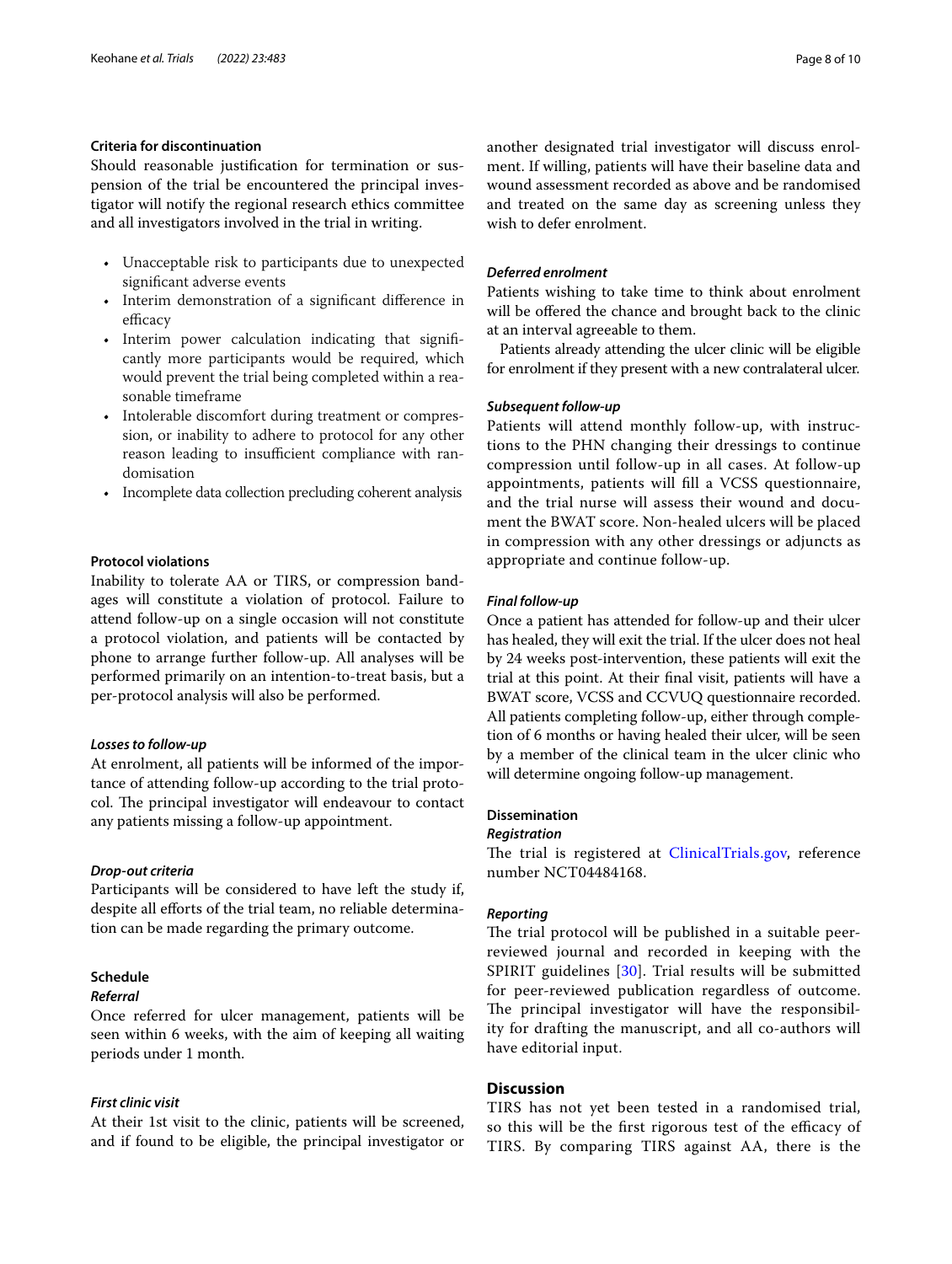### Criteria for discontinuation

Should reasonable justification for termination or suspension of the trial be encountered the principal investigator will notify the regional research ethics committee and all investigators involved in the trial in writing.

- Unacceptable risk to participants due to unexpected significant adverse events
- Interim demonstration of a significant difference in efficacy
- Interim power calculation indicating that significantly more participants would be required, which would prevent the trial being completed within a reasonable timeframe
- Intolerable discomfort during treatment or compression, or inability to adhere to protocol for any other reason leading to insufficient compliance with randomisation
- Incomplete data collection precluding coherent analysis

### Protocol violations

Inability to tolerate AA or TIRS, or compression bandages will constitute a violation of protocol. Failure to attend follow-up on a single occasion will not constitute a protocol violation, and patients will be contacted by phone to arrange further follow-up. All analyses will be performed primarily on an intention-to-treat basis, but a per-protocol analysis will also be performed.

#### *Losses to follow-up*

At enrolment, all patients will be informed of the importance of attending follow-up according to the trial protocol. The principal investigator will endeavour to contact any patients missing a follow-up appointment.

#### *Drop-out criteria*

Participants will be considered to have left the study if, despite all efforts of the trial team, no reliable determination can be made regarding the primary outcome.

### Schedule

#### *Referral*

Once referred for ulcer management, patients will be seen within 6 weeks, with the aim of keeping all waiting periods under 1 month.

#### *First clinic visit*

At their 1st visit to the clinic, patients will be screened, and if found to be eligible, the principal investigator or another designated trial investigator will discuss enrolment. If willing, patients will have their baseline data and wound assessment recorded as above and be randomised and treated on the same day as screening unless they wish to defer enrolment.

#### *Deferred enrolment*

Patients wishing to take time to think about enrolment will be offered the chance and brought back to the clinic at an interval agreeable to them.

Patients already attending the ulcer clinic will be eligible for enrolment if they present with a new contralateral ulcer.

#### *Subsequent follow-up*

Patients will attend monthly follow-up, with instructions to the PHN changing their dressings to continue compression until follow-up in all cases. At follow-up appointments, patients will fill a VCSS questionnaire, and the trial nurse will assess their wound and document the BWAT score. Non-healed ulcers will be placed in compression with any other dressings or adjuncts as appropriate and continue follow-up.

#### *Final follow-up*

Once a patient has attended for follow-up and their ulcer has healed, they will exit the trial. If the ulcer does not heal by 24 weeks post-intervention, these patients will exit the trial at this point. At their final visit, patients will have a BWAT score, VCSS and CCVUQ questionnaire recorded. All patients completing follow-up, either through completion of 6 months or having healed their ulcer, will be seen by a member of the clinical team in the ulcer clinic who will determine ongoing follow-up management.

### Dissemination

#### *Registration*

The trial is registered at ClinicalTrials.gov, reference number NCT04484168.

#### *Reporting*

The trial protocol will be published in a suitable peer-reviewed journal and recorded in keeping with the SPIRIT guidelines [30]. Trial results will be submitted for peer-reviewed publication regardless of outcome. The principal investigator will have the responsibility for drafting the manuscript, and all co-authors will have editorial input.

## Discussion

TIRS has not yet been tested in a randomised trial, so this will be the first rigorous test of the efficacy of TIRS. By comparing TIRS against AA, there is the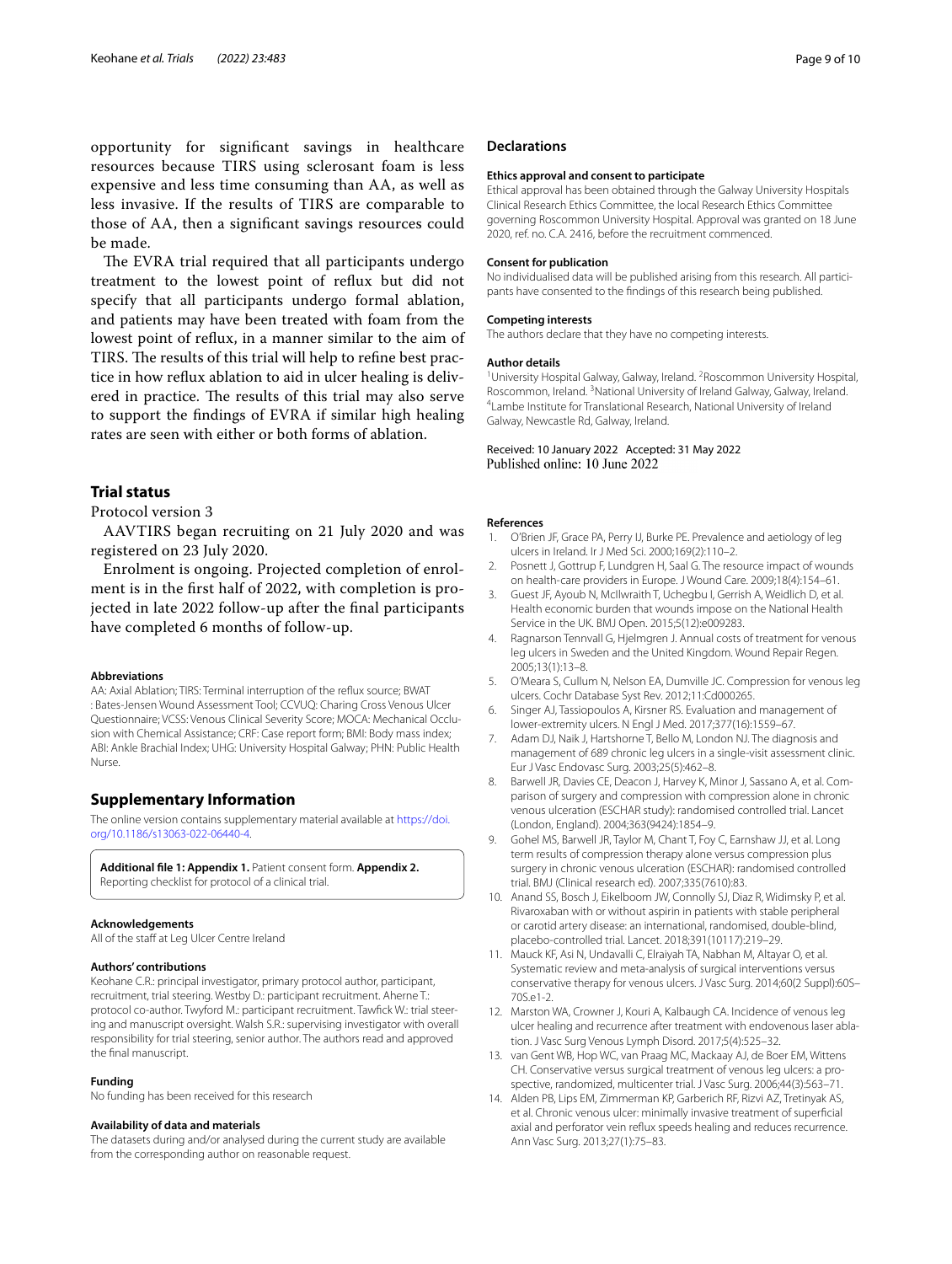opportunity for significant savings in healthcare resources because TIRS using sclerosant foam is less expensive and less time consuming than AA, as well as less invasive. If the results of TIRS are comparable to those of AA, then a significant savings resources could be made.

The EVRA trial required that all participants undergo treatment to the lowest point of reflux but did not specify that all participants undergo formal ablation, and patients may have been treated with foam from the lowest point of reflux, in a manner similar to the aim of TIRS. The results of this trial will help to refine best practice in how reflux ablation to aid in ulcer healing is delivered in practice. The results of this trial may also serve to support the findings of EVRA if similar high healing rates are seen with either or both forms of ablation.

## Trial status

Protocol version 3

AAVTIRS began recruiting on 21 July 2020 and was registered on 23 July 2020.

Enrolment is ongoing. Projected completion of enrolment is in the first half of 2022, with completion is projected in late 2022 follow-up after the final participants have completed 6 months of follow-up.

#### Abbreviations

AA: Axial Ablation; TIRS: Terminal interruption of the reflux source; BWAT : Bates-Jensen Wound Assessment Tool; CCVUQ: Charing Cross Venous Ulcer Questionnaire; VCSS: Venous Clinical Severity Score; MOCA: Mechanical Occlusion with Chemical Assistance; CRF: Case report form; BMI: Body mass index; ABI: Ankle Brachial Index; UHG: University Hospital Galway; PHN: Public Health Nurse.

## Supplementary Information

The online version contains supplementary material available at https://doi.org/10.1186/s13063-022-06440-4.

**Additional file 1: Appendix 1.** Patient consent form. **Appendix 2.** Reporting checklist for protocol of a clinical trial.

#### Acknowledgements

All of the staff at Leg Ulcer Centre Ireland

#### Authors' contributions

Keohane C.R.: principal investigator, primary protocol author, participant, recruitment, trial steering. Westby D.: participant recruitment. Aherne T.: protocol co-author. Twyford M.: participant recruitment. Tawfick W.: trial steering and manuscript oversight. Walsh S.R.: supervising investigator with overall responsibility for trial steering, senior author. The authors read and approved the final manuscript.

#### Funding

No funding has been received for this research

#### Availability of data and materials

The datasets during and/or analysed during the current study are available from the corresponding author on reasonable request.

## Declarations

#### Ethics approval and consent to participate

Ethical approval has been obtained through the Galway University Hospitals Clinical Research Ethics Committee, the local Research Ethics Committee governing Roscommon University Hospital. Approval was granted on 18 June 2020, ref. no. C.A. 2416, before the recruitment commenced.

#### Consent for publication

No individualised data will be published arising from this research. All participants have consented to the findings of this research being published.

#### Competing interests

The authors declare that they have no competing interests.

#### Author details

[1]University Hospital Galway, Galway, Ireland. [2]Roscommon University Hospital, Roscommon, Ireland. [3]National University of Ireland Galway, Galway, Ireland. [4]Lambe Institute for Translational Research, National University of Ireland Galway, Newcastle Rd, Galway, Ireland.

Received: 10 January 2022 Accepted: 31 May 2022
Published online: 10 June 2022

#### References

1. O'Brien JF, Grace PA, Perry IJ, Burke PE. Prevalence and aetiology of leg ulcers in Ireland. Ir J Med Sci. 2000;169(2):110–2.
2. Posnett J, Gottrup F, Lundgren H, Saal G. The resource impact of wounds on health-care providers in Europe. J Wound Care. 2009;18(4):154–61.
3. Guest JF, Ayoub N, McIlwraith T, Uchegbu I, Gerrish A, Weidlich D, et al. Health economic burden that wounds impose on the National Health Service in the UK. BMJ Open. 2015;5(12):e009283.
4. Ragnarson Tennvall G, Hjelmgren J. Annual costs of treatment for venous leg ulcers in Sweden and the United Kingdom. Wound Repair Regen. 2005;13(1):13–8.
5. O'Meara S, Cullum N, Nelson EA, Dumville JC. Compression for venous leg ulcers. Cochr Database Syst Rev. 2012;11:Cd000265.
6. Singer AJ, Tassiopoulos A, Kirsner RS. Evaluation and management of lower-extremity ulcers. N Engl J Med. 2017;377(16):1559–67.
7. Adam DJ, Naik J, Hartshorne T, Bello M, London NJ. The diagnosis and management of 689 chronic leg ulcers in a single-visit assessment clinic. Eur J Vasc Endovasc Surg. 2003;25(5):462–8.
8. Barwell JR, Davies CE, Deacon J, Harvey K, Minor J, Sassano A, et al. Comparison of surgery and compression with compression alone in chronic venous ulceration (ESCHAR study): randomised controlled trial. Lancet (London, England). 2004;363(9424):1854–9.
9. Gohel MS, Barwell JR, Taylor M, Chant T, Foy C, Earnshaw JJ, et al. Long term results of compression therapy alone versus compression plus surgery in chronic venous ulceration (ESCHAR): randomised controlled trial. BMJ (Clinical research ed). 2007;335(7610):83.
10. Anand SS, Bosch J, Eikelboom JW, Connolly SJ, Diaz R, Widimsky P, et al. Rivaroxaban with or without aspirin in patients with stable peripheral or carotid artery disease: an international, randomised, double-blind, placebo-controlled trial. Lancet. 2018;391(10117):219–29.
11. Mauck KF, Asi N, Undavalli C, Elraiyah TA, Nabhan M, Altayar O, et al. Systematic review and meta-analysis of surgical interventions versus conservative therapy for venous ulcers. J Vasc Surg. 2014;60(2 Suppl):60S–70S.e1-2.
12. Marston WA, Crowner J, Kouri A, Kalbaugh CA. Incidence of venous leg ulcer healing and recurrence after treatment with endovenous laser ablation. J Vasc Surg Venous Lymph Disord. 2017;5(4):525–32.
13. van Gent WB, Hop WC, van Praag MC, Mackaay AJ, de Boer EM, Wittens CH. Conservative versus surgical treatment of venous leg ulcers: a prospective, randomized, multicenter trial. J Vasc Surg. 2006;44(3):563–71.
14. Alden PB, Lips EM, Zimmerman KP, Garberich RF, Rizvi AZ, Tretinyak AS, et al. Chronic venous ulcer: minimally invasive treatment of superficial axial and perforator vein reflux speeds healing and reduces recurrence. Ann Vasc Surg. 2013;27(1):75–83.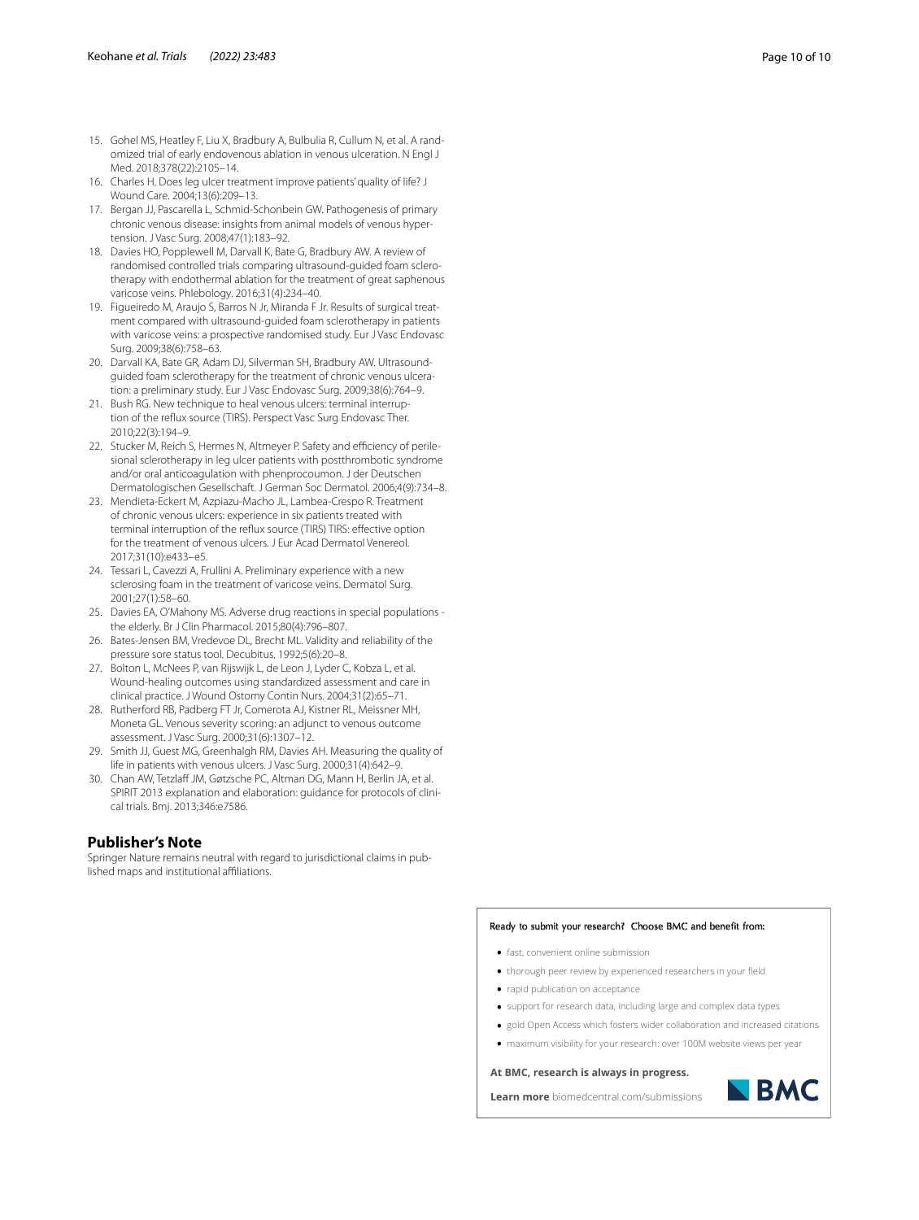15. Gohel MS, Heatley F, Liu X, Bradbury A, Bulbulia R, Cullum N, et al. A randomized trial of early endovenous ablation in venous ulceration. N Engl J Med. 2018;378(22):2105–14.
16. Charles H. Does leg ulcer treatment improve patients' quality of life? J Wound Care. 2004;13(6):209–13.
17. Bergan JJ, Pascarella L, Schmid-Schonbein GW. Pathogenesis of primary chronic venous disease: insights from animal models of venous hypertension. J Vasc Surg. 2008;47(1):183–92.
18. Davies HO, Popplewell M, Darvall K, Bate G, Bradbury AW. A review of randomised controlled trials comparing ultrasound-guided foam sclerotherapy with endothermal ablation for the treatment of great saphenous varicose veins. Phlebology. 2016;31(4):234–40.
19. Figueiredo M, Araujo S, Barros N Jr, Miranda F Jr. Results of surgical treatment compared with ultrasound-guided foam sclerotherapy in patients with varicose veins: a prospective randomised study. Eur J Vasc Endovasc Surg. 2009;38(6):758–63.
20. Darvall KA, Bate GR, Adam DJ, Silverman SH, Bradbury AW. Ultrasound-guided foam sclerotherapy for the treatment of chronic venous ulceration: a preliminary study. Eur J Vasc Endovasc Surg. 2009;38(6):764–9.
21. Bush RG. New technique to heal venous ulcers: terminal interruption of the reflux source (TIRS). Perspect Vasc Surg Endovasc Ther. 2010;22(3):194–9.
22. Stucker M, Reich S, Hermes N, Altmeyer P. Safety and efficiency of perilesional sclerotherapy in leg ulcer patients with postthrombotic syndrome and/or oral anticoagulation with phenprocoumon. J der Deutschen Dermatologischen Gesellschaft. J German Soc Dermatol. 2006;4(9):734–8.
23. Mendieta-Eckert M, Azpiazu-Macho JL, Lambea-Crespo R. Treatment of chronic venous ulcers: experience in six patients treated with terminal interruption of the reflux source (TIRS) TIRS: effective option for the treatment of venous ulcers. J Eur Acad Dermatol Venereol. 2017;31(10):e433–e5.
24. Tessari L, Cavezzi A, Frullini A. Preliminary experience with a new sclerosing foam in the treatment of varicose veins. Dermatol Surg. 2001;27(1):58–60.
25. Davies EA, O'Mahony MS. Adverse drug reactions in special populations - the elderly. Br J Clin Pharmacol. 2015;80(4):796–807.
26. Bates-Jensen BM, Vredevoe DL, Brecht ML. Validity and reliability of the pressure sore status tool. Decubitus. 1992;5(6):20–8.
27. Bolton L, McNees P, van Rijswijk L, de Leon J, Lyder C, Kobza L, et al. Wound-healing outcomes using standardized assessment and care in clinical practice. J Wound Ostomy Contin Nurs. 2004;31(2):65–71.
28. Rutherford RB, Padberg FT Jr, Comerota AJ, Kistner RL, Meissner MH, Moneta GL. Venous severity scoring: an adjunct to venous outcome assessment. J Vasc Surg. 2000;31(6):1307–12.
29. Smith JJ, Guest MG, Greenhalgh RM, Davies AH. Measuring the quality of life in patients with venous ulcers. J Vasc Surg. 2000;31(4):642–9.
30. Chan AW, Tetzlaff JM, Gøtzsche PC, Altman DG, Mann H, Berlin JA, et al. SPIRIT 2013 explanation and elaboration: guidance for protocols of clinical trials. Bmj. 2013;346:e7586.

## Publisher's Note

Springer Nature remains neutral with regard to jurisdictional claims in published maps and institutional affiliations.

Ready to submit your research? Choose BMC and benefit from:

- fast, convenient online submission
- thorough peer review by experienced researchers in your field
- rapid publication on acceptance
- support for research data, including large and complex data types
- gold Open Access which fosters wider collaboration and increased citations
- maximum visibility for your research: over 100M website views per year

**At BMC, research is always in progress.**

**Learn more** biomedcentral.com/submissions

BMC